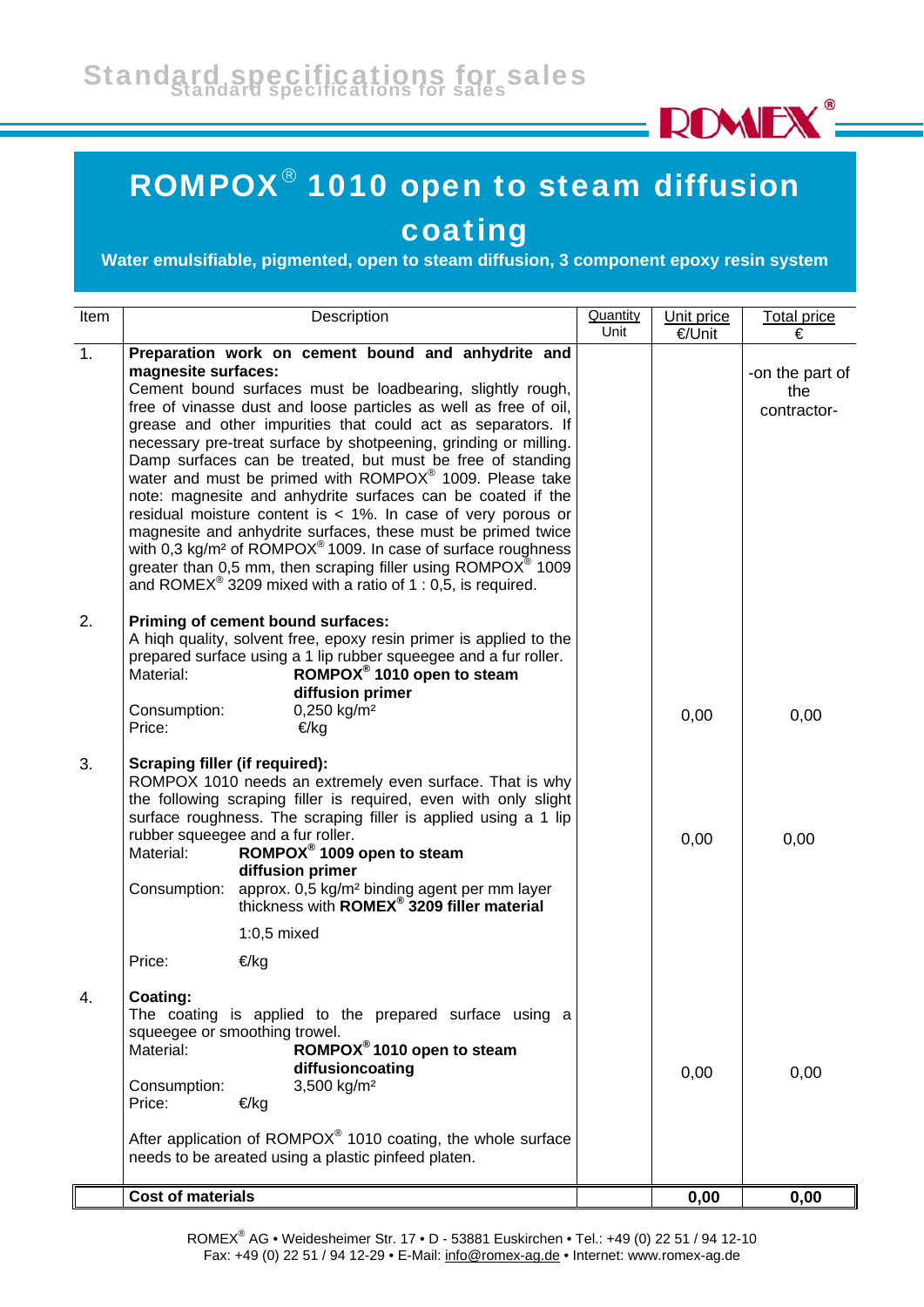# ROMPOX® 1010 open to steam diffusion coating

**Water emulsifiable, pigmented, open to steam diffusion, 3 component epoxy resin system**

| Item | Description | Quantity Unit | Unit price €/Unit | Total price € |
|---|---|---|---|---|
| 1. | **Preparation work on cement bound and anhydrite and magnesite surfaces:** Cement bound surfaces must be loadbearing, slightly rough, free of vinasse dust and loose particles as well as free of oil, grease and other impurities that could act as separators. If necessary pre-treat surface by shotpeening, grinding or milling. Damp surfaces can be treated, but must be free of standing water and must be primed with ROMPOX® 1009. Please take note: magnesite and anhydrite surfaces can be coated if the residual moisture content is < 1%. In case of very porous or magnesite and anhydrite surfaces, these must be primed twice with 0,3 kg/m² of ROMPOX® 1009. In case of surface roughness greater than 0,5 mm, then scraping filler using ROMPOX® 1009 and ROMEX® 3209 mixed with a ratio of 1 : 0,5, is required. | | | -on the part of the contractor- |
| 2. | **Priming of cement bound surfaces:** A hiqh quality, solvent free, epoxy resin primer is applied to the prepared surface using a 1 lip rubber squeegee and a fur roller.<br>Material: **ROMPOX® 1010 open to steam diffusion primer**<br>Consumption: 0,250 kg/m²<br>Price: €/kg | | 0,00 | 0,00 |
| 3. | **Scraping filler (if required):** ROMPOX 1010 needs an extremely even surface. That is why the following scraping filler is required, even with only slight surface roughness. The scraping filler is applied using a 1 lip rubber squeegee and a fur roller.<br>Material: **ROMPOX® 1009 open to steam diffusion primer**<br>Consumption: approx. 0,5 kg/m² binding agent per mm layer thickness with **ROMEX® 3209 filler material**<br>1:0,5 mixed<br>Price: €/kg | | 0,00 | 0,00 |
| 4. | **Coating:** The coating is applied to the prepared surface using a squeegee or smoothing trowel.<br>Material: **ROMPOX® 1010 open to steam diffusioncoating**<br>Consumption: 3,500 kg/m²<br>Price: €/kg<br>After application of ROMPOX® 1010 coating, the whole surface needs to be areated using a plastic pinfeed platen. | | 0,00 | 0,00 |
| | **Cost of materials** | | **0,00** | **0,00** |

ROMEX® AG • Weidesheimer Str. 17 • D - 53881 Euskirchen • Tel.: +49 (0) 22 51 / 94 12-10
Fax: +49 (0) 22 51 / 94 12-29 • E-Mail: info@romex-ag.de • Internet: www.romex-ag.de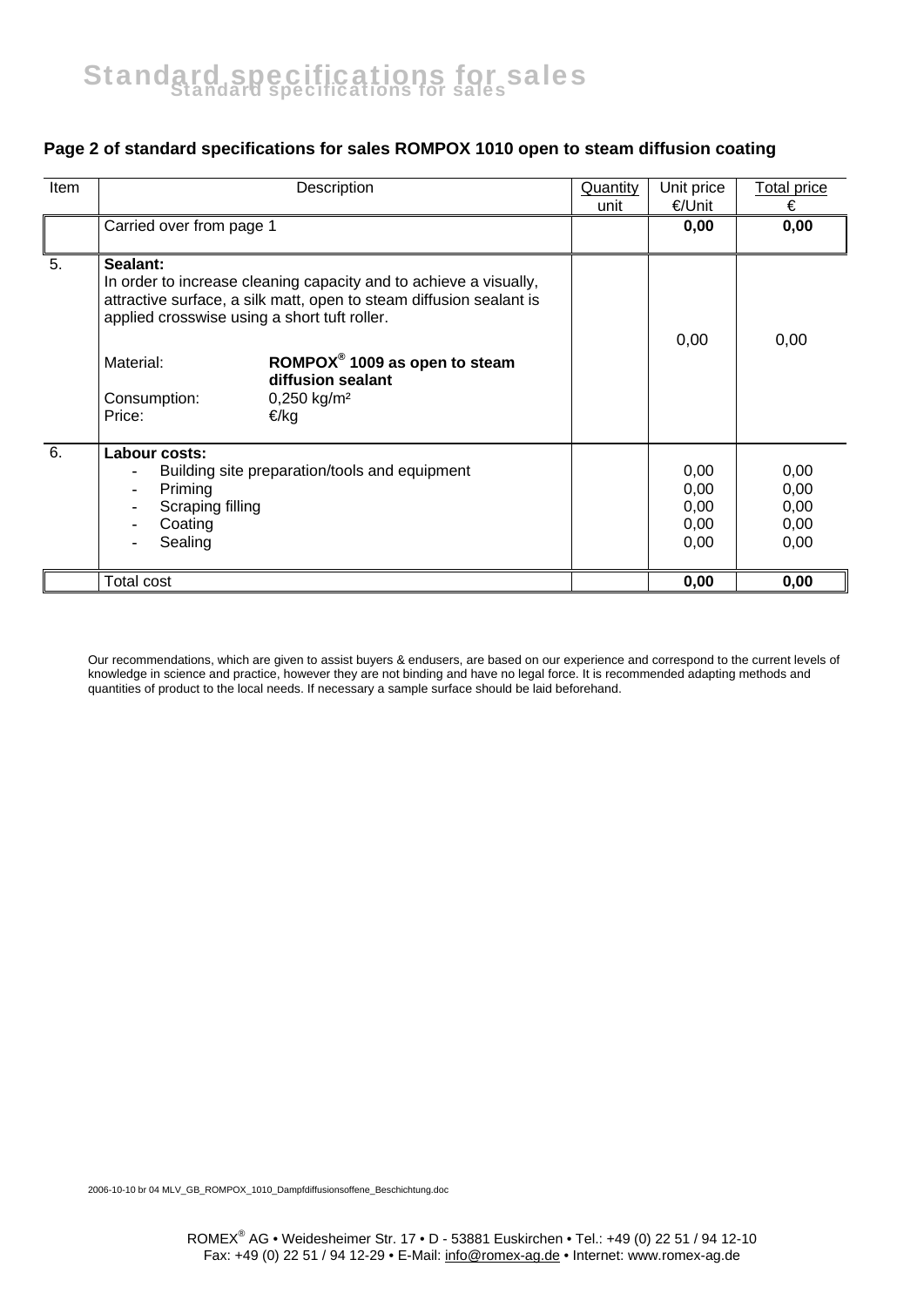## Page 2 of standard specifications for sales ROMPOX 1010 open to steam diffusion coating

| Item | Description | Quantity unit | Unit price €/Unit | Total price € |
|---|---|---|---|---|
| | Carried over from page 1 | | **0,00** | **0,00** |
| 5. | **Sealant:**<br>In order to increase cleaning capacity and to achieve a visually, attractive surface, a silk matt, open to steam diffusion sealant is applied crosswise using a short tuft roller.<br><br>Material: **ROMPOX® 1009 as open to steam diffusion sealant**<br>Consumption: 0,250 kg/m²<br>Price: €/kg | | 0,00 | 0,00 |
| 6. | **Labour costs:**<br>- Building site preparation/tools and equipment<br>- Priming<br>- Scraping filling<br>- Coating<br>- Sealing | | 0,00<br>0,00<br>0,00<br>0,00<br>0,00 | 0,00<br>0,00<br>0,00<br>0,00<br>0,00 |
| | Total cost | | **0,00** | **0,00** |

Our recommendations, which are given to assist buyers & endusers, are based on our experience and correspond to the current levels of knowledge in science and practice, however they are not binding and have no legal force. It is recommended adapting methods and quantities of product to the local needs. If necessary a sample surface should be laid beforehand.